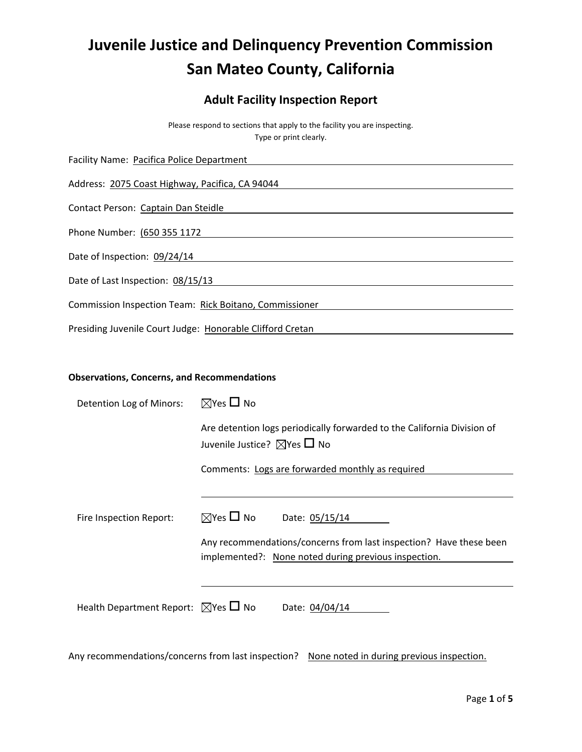# Juvenile Justice and Delinquency Prevention Commission
# San Mateo County, California

## Adult Facility Inspection Report

Please respond to sections that apply to the facility you are inspecting.
Type or print clearly.

Facility Name: Pacifica Police Department

Address: 2075 Coast Highway, Pacifica, CA 94044

Contact Person: Captain Dan Steidle

Phone Number: (650 355 1172

Date of Inspection: 09/24/14

Date of Last Inspection: 08/15/13

Commission Inspection Team: Rick Boitano, Commissioner

Presiding Juvenile Court Judge: Honorable Clifford Cretan

**Observations, Concerns, and Recommendations**

Detention Log of Minors: ☒Yes ☐ No

Are detention logs periodically forwarded to the California Division of Juvenile Justice? ☒Yes ☐ No

Comments: Logs are forwarded monthly as required

Fire Inspection Report: ☒Yes ☐ No Date: 05/15/14

Any recommendations/concerns from last inspection? Have these been implemented?: None noted during previous inspection.

Health Department Report: ☒Yes ☐ No Date: 04/04/14

Any recommendations/concerns from last inspection? None noted in during previous inspection.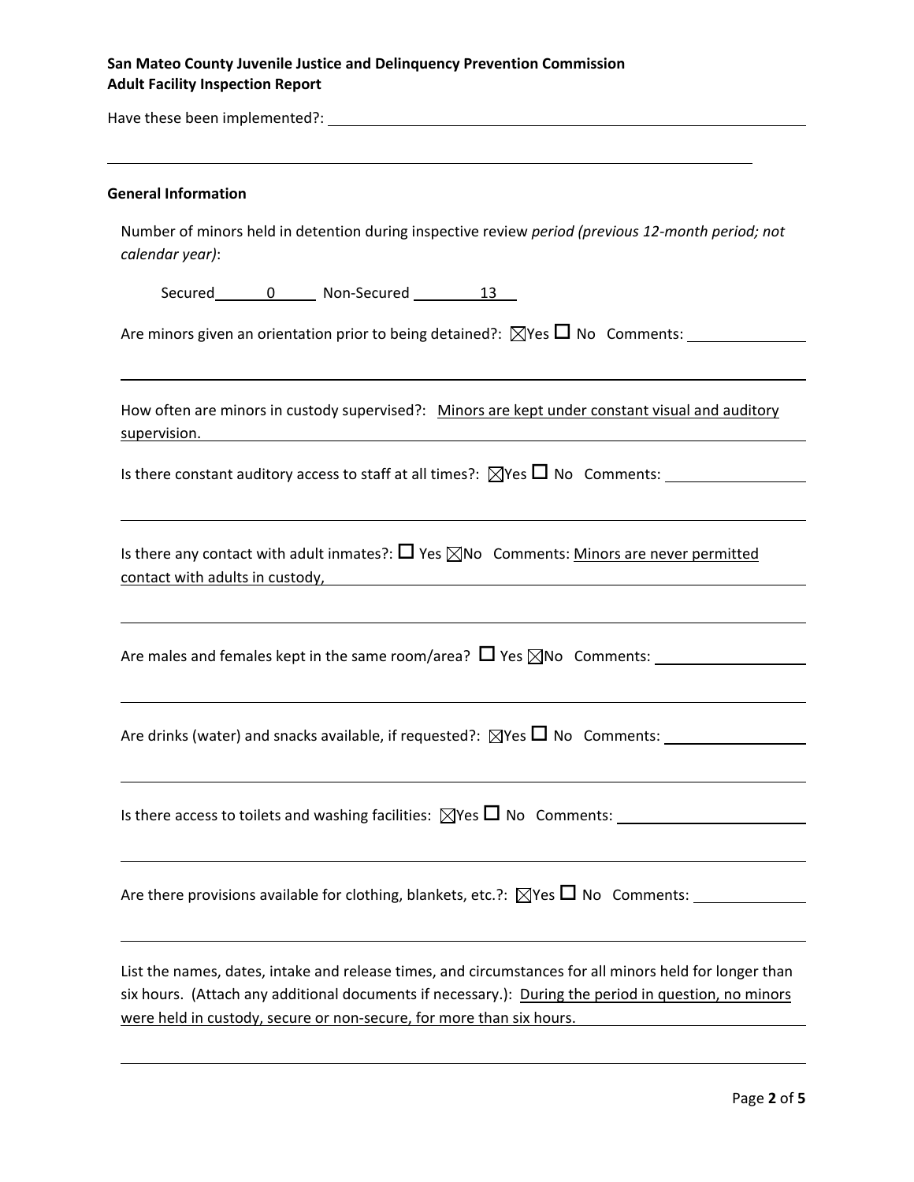Have these been implemented?: ______

**General Information**

Number of minors held in detention during inspective review *period (previous 12-month period; not calendar year)*:

Secured 0 Non-Secured 13

Are minors given an orientation prior to being detained?: ☒Yes ☐ No Comments: ______

How often are minors in custody supervised?: Minors are kept under constant visual and auditory supervision.

Is there constant auditory access to staff at all times?: ☒Yes ☐ No Comments: ______

Is there any contact with adult inmates?: ☐ Yes ☒No Comments: Minors are never permitted contact with adults in custody,

Are males and females kept in the same room/area? ☐ Yes ☒No Comments: ______

Are drinks (water) and snacks available, if requested?: ☒Yes ☐ No Comments: ______

Is there access to toilets and washing facilities: ☒Yes ☐ No Comments: ______

Are there provisions available for clothing, blankets, etc.?: ☒Yes ☐ No Comments: ______

List the names, dates, intake and release times, and circumstances for all minors held for longer than six hours. (Attach any additional documents if necessary.): During the period in question, no minors were held in custody, secure or non-secure, for more than six hours.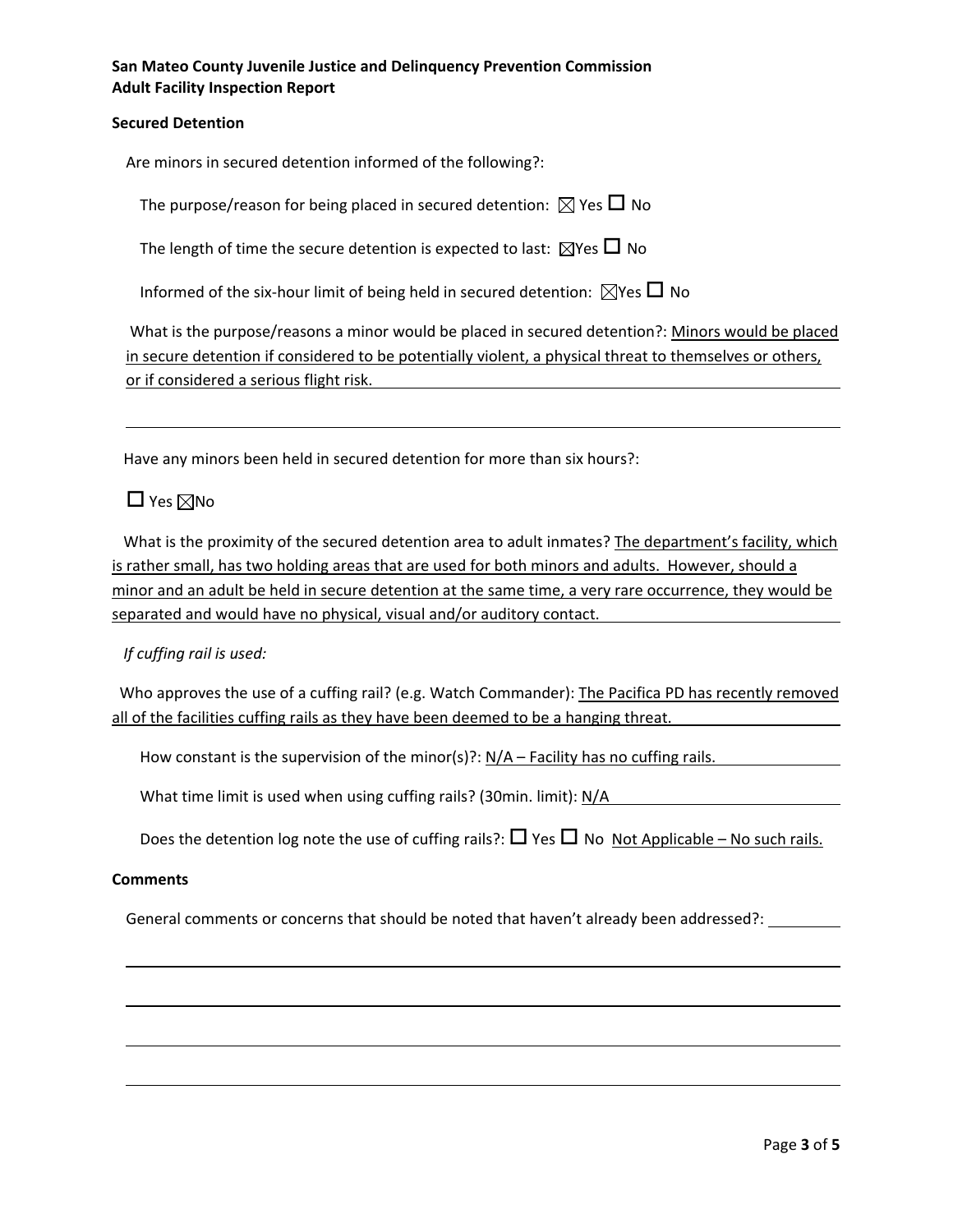**San Mateo County Juvenile Justice and Delinquency Prevention Commission**
**Adult Facility Inspection Report**

**Secured Detention**

Are minors in secured detention informed of the following?:

The purpose/reason for being placed in secured detention: ☒ Yes ☐ No

The length of time the secure detention is expected to last: ☒Yes ☐ No

Informed of the six-hour limit of being held in secured detention: ☒Yes ☐ No

What is the purpose/reasons a minor would be placed in secured detention?: Minors would be placed in secure detention if considered to be potentially violent, a physical threat to themselves or others, or if considered a serious flight risk.

Have any minors been held in secured detention for more than six hours?:

☐ Yes ☒No

What is the proximity of the secured detention area to adult inmates? The department's facility, which is rather small, has two holding areas that are used for both minors and adults. However, should a minor and an adult be held in secure detention at the same time, a very rare occurrence, they would be separated and would have no physical, visual and/or auditory contact.

*If cuffing rail is used:*

Who approves the use of a cuffing rail? (e.g. Watch Commander): The Pacifica PD has recently removed all of the facilities cuffing rails as they have been deemed to be a hanging threat.

How constant is the supervision of the minor(s)?: N/A – Facility has no cuffing rails.

What time limit is used when using cuffing rails? (30min. limit): N/A

Does the detention log note the use of cuffing rails?: ☐ Yes ☐ No Not Applicable – No such rails.

**Comments**

General comments or concerns that should be noted that haven't already been addressed?: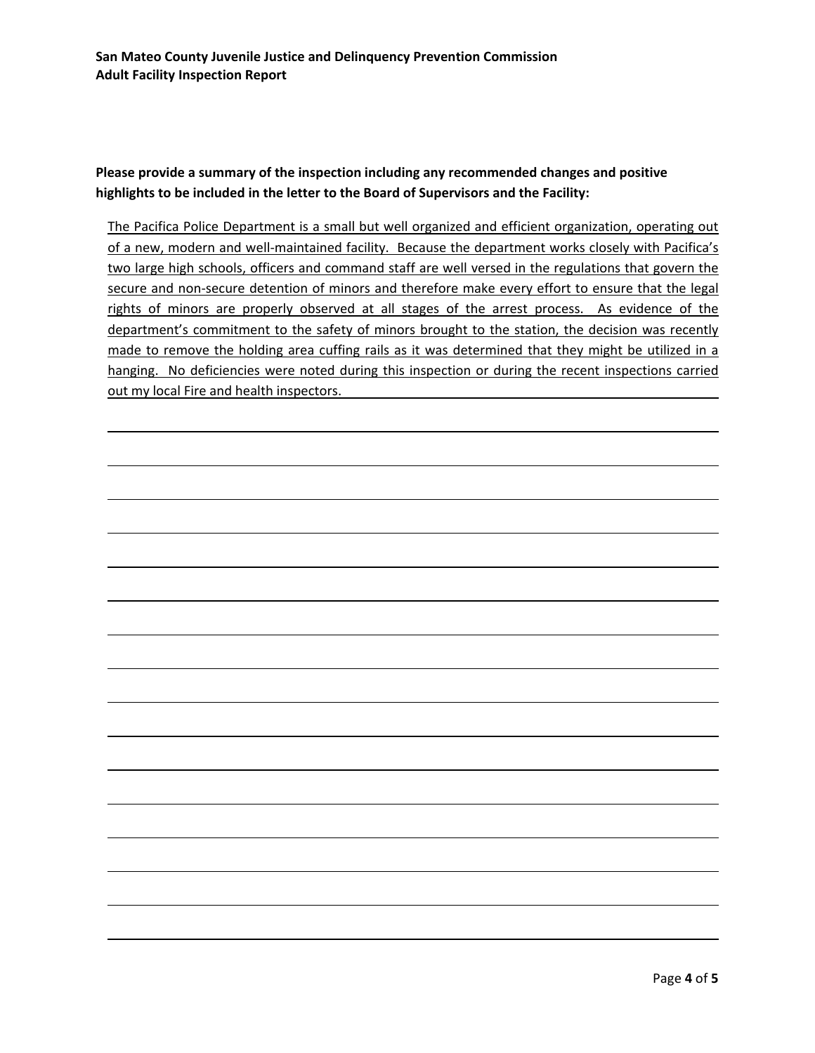**Please provide a summary of the inspection including any recommended changes and positive highlights to be included in the letter to the Board of Supervisors and the Facility:**

The Pacifica Police Department is a small but well organized and efficient organization, operating out of a new, modern and well-maintained facility. Because the department works closely with Pacifica's two large high schools, officers and command staff are well versed in the regulations that govern the secure and non-secure detention of minors and therefore make every effort to ensure that the legal rights of minors are properly observed at all stages of the arrest process. As evidence of the department's commitment to the safety of minors brought to the station, the decision was recently made to remove the holding area cuffing rails as it was determined that they might be utilized in a hanging. No deficiencies were noted during this inspection or during the recent inspections carried out my local Fire and health inspectors.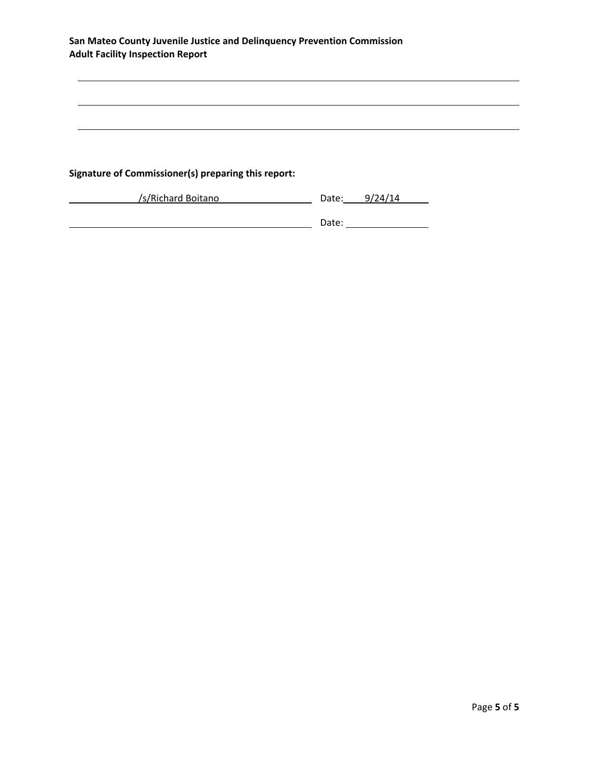**Signature of Commissioner(s) preparing this report:**

/s/Richard Boitano Date: 9/24/14

Date: